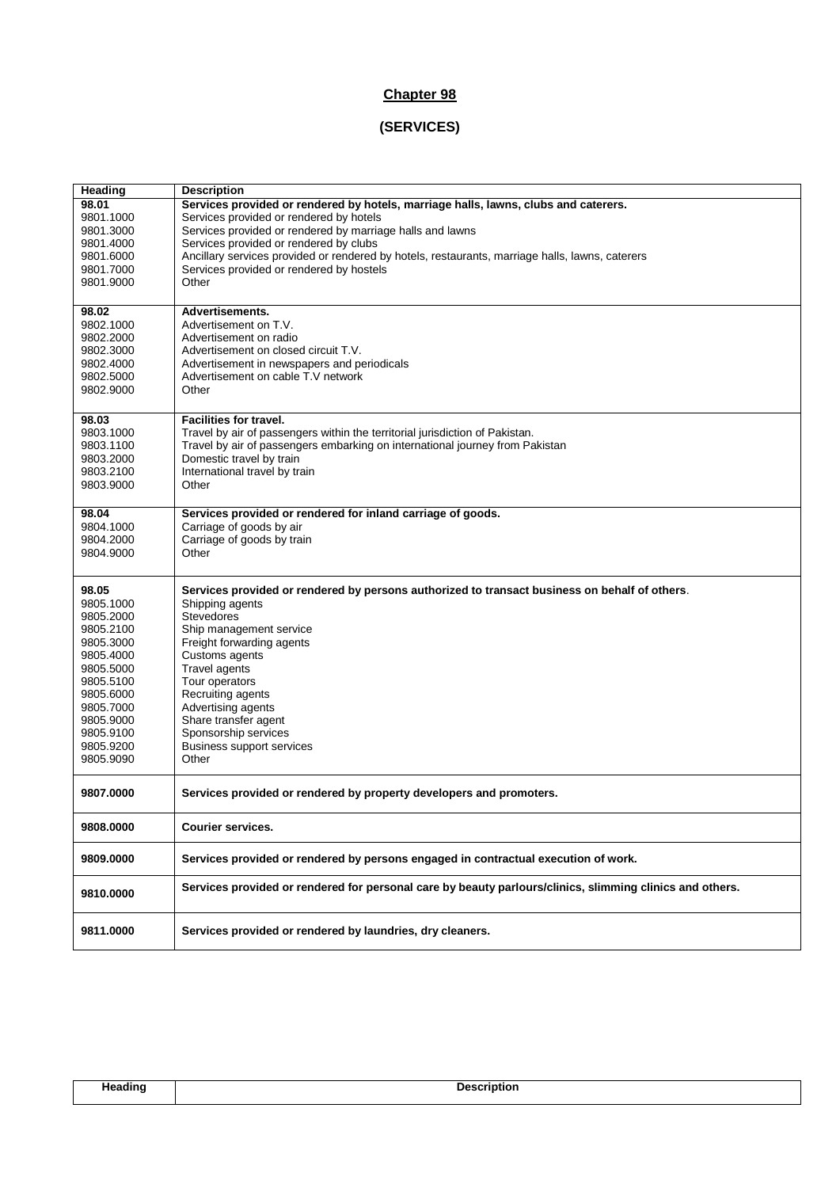# Chapter 98

## (SERVICES)

| Heading | Description |
|---|---|
| **98.01** | **Services provided or rendered by hotels, marriage halls, lawns, clubs and caterers.** |
| 9801.1000 | Services provided or rendered by hotels |
| 9801.3000 | Services provided or rendered by marriage halls and lawns |
| 9801.4000 | Services provided or rendered by clubs |
| 9801.6000 | Ancillary services provided or rendered by hotels, restaurants, marriage halls, lawns, caterers |
| 9801.7000 | Services provided or rendered by hostels |
| 9801.9000 | Other |
| **98.02** | **Advertisements.** |
| 9802.1000 | Advertisement on T.V. |
| 9802.2000 | Advertisement on radio |
| 9802.3000 | Advertisement on closed circuit T.V. |
| 9802.4000 | Advertisement in newspapers and periodicals |
| 9802.5000 | Advertisement on cable T.V network |
| 9802.9000 | Other |
| **98.03** | **Facilities for travel.** |
| 9803.1000 | Travel by air of passengers within the territorial jurisdiction of Pakistan. |
| 9803.1100 | Travel by air of passengers embarking on international journey from Pakistan |
| 9803.2000 | Domestic travel by train |
| 9803.2100 | International travel by train |
| 9803.9000 | Other |
| **98.04** | **Services provided or rendered for inland carriage of goods.** |
| 9804.1000 | Carriage of goods by air |
| 9804.2000 | Carriage of goods by train |
| 9804.9000 | Other |
| **98.05** | **Services provided or rendered by persons authorized to transact business on behalf of others**. |
| 9805.1000 | Shipping agents |
| 9805.2000 | Stevedores |
| 9805.2100 | Ship management service |
| 9805.3000 | Freight forwarding agents |
| 9805.4000 | Customs agents |
| 9805.5000 | Travel agents |
| 9805.5100 | Tour operators |
| 9805.6000 | Recruiting agents |
| 9805.7000 | Advertising agents |
| 9805.9000 | Share transfer agent |
| 9805.9100 | Sponsorship services |
| 9805.9200 | Business support services |
| 9805.9090 | Other |
| **9807.0000** | **Services provided or rendered by property developers and promoters.** |
| **9808.0000** | **Courier services.** |
| **9809.0000** | **Services provided or rendered by persons engaged in contractual execution of work.** |
| **9810.0000** | **Services provided or rendered for personal care by beauty parlours/clinics, slimming clinics and others.** |
| **9811.0000** | **Services provided or rendered by laundries, dry cleaners.** |

| Heading | Description |
|---|---|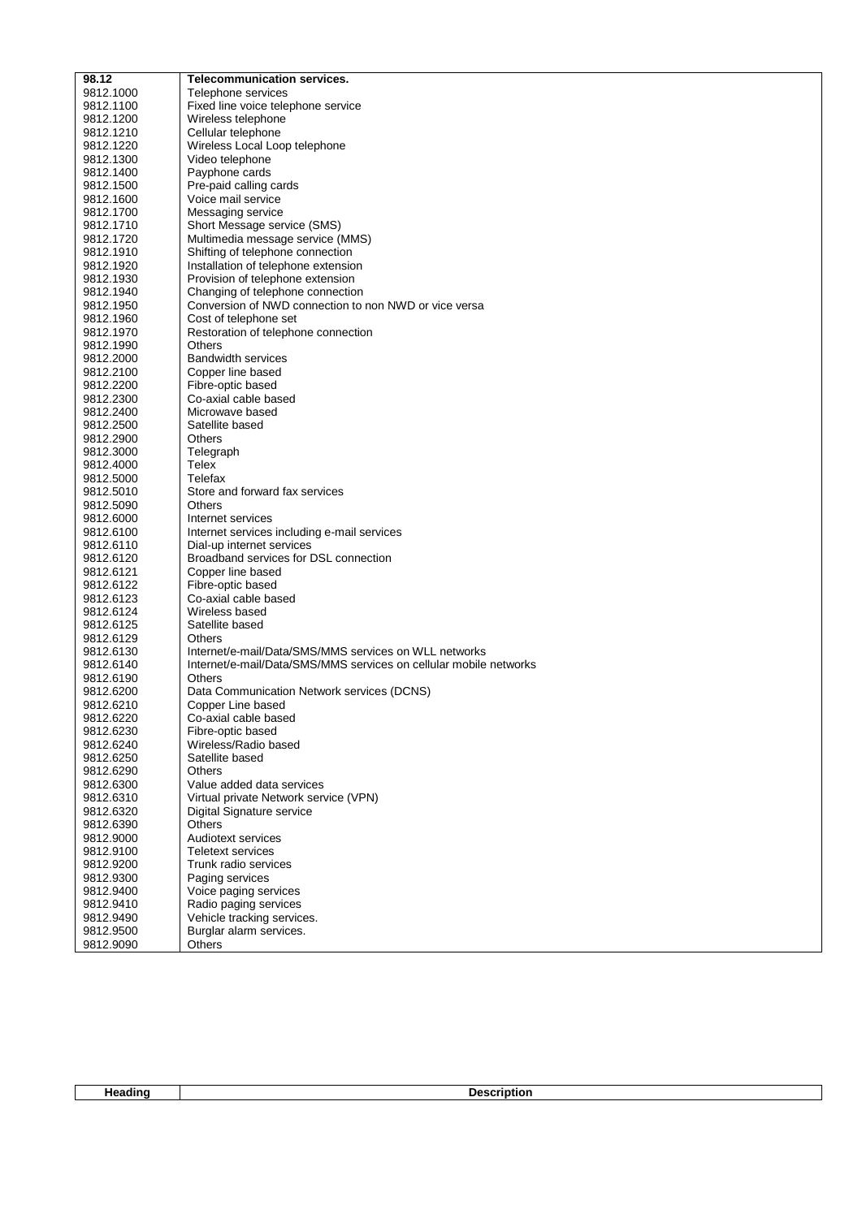| 98.12 | **Telecommunication services.** |
|---|---|
| 9812.1000 | Telephone services |
| 9812.1100 | Fixed line voice telephone service |
| 9812.1200 | Wireless telephone |
| 9812.1210 | Cellular telephone |
| 9812.1220 | Wireless Local Loop telephone |
| 9812.1300 | Video telephone |
| 9812.1400 | Payphone cards |
| 9812.1500 | Pre-paid calling cards |
| 9812.1600 | Voice mail service |
| 9812.1700 | Messaging service |
| 9812.1710 | Short Message service (SMS) |
| 9812.1720 | Multimedia message service (MMS) |
| 9812.1910 | Shifting of telephone connection |
| 9812.1920 | Installation of telephone extension |
| 9812.1930 | Provision of telephone extension |
| 9812.1940 | Changing of telephone connection |
| 9812.1950 | Conversion of NWD connection to non NWD or vice versa |
| 9812.1960 | Cost of telephone set |
| 9812.1970 | Restoration of telephone connection |
| 9812.1990 | Others |
| 9812.2000 | Bandwidth services |
| 9812.2100 | Copper line based |
| 9812.2200 | Fibre-optic based |
| 9812.2300 | Co-axial cable based |
| 9812.2400 | Microwave based |
| 9812.2500 | Satellite based |
| 9812.2900 | Others |
| 9812.3000 | Telegraph |
| 9812.4000 | Telex |
| 9812.5000 | Telefax |
| 9812.5010 | Store and forward fax services |
| 9812.5090 | Others |
| 9812.6000 | Internet services |
| 9812.6100 | Internet services including e-mail services |
| 9812.6110 | Dial-up internet services |
| 9812.6120 | Broadband services for DSL connection |
| 9812.6121 | Copper line based |
| 9812.6122 | Fibre-optic based |
| 9812.6123 | Co-axial cable based |
| 9812.6124 | Wireless based |
| 9812.6125 | Satellite based |
| 9812.6129 | Others |
| 9812.6130 | Internet/e-mail/Data/SMS/MMS services on WLL networks |
| 9812.6140 | Internet/e-mail/Data/SMS/MMS services on cellular mobile networks |
| 9812.6190 | Others |
| 9812.6200 | Data Communication Network services (DCNS) |
| 9812.6210 | Copper Line based |
| 9812.6220 | Co-axial cable based |
| 9812.6230 | Fibre-optic based |
| 9812.6240 | Wireless/Radio based |
| 9812.6250 | Satellite based |
| 9812.6290 | Others |
| 9812.6300 | Value added data services |
| 9812.6310 | Virtual private Network service (VPN) |
| 9812.6320 | Digital Signature service |
| 9812.6390 | Others |
| 9812.9000 | Audiotext services |
| 9812.9100 | Teletext services |
| 9812.9200 | Trunk radio services |
| 9812.9300 | Paging services |
| 9812.9400 | Voice paging services |
| 9812.9410 | Radio paging services |
| 9812.9490 | Vehicle tracking services. |
| 9812.9500 | Burglar alarm services. |
| 9812.9090 | Others |

| **Heading** | **Description** |
|---|---|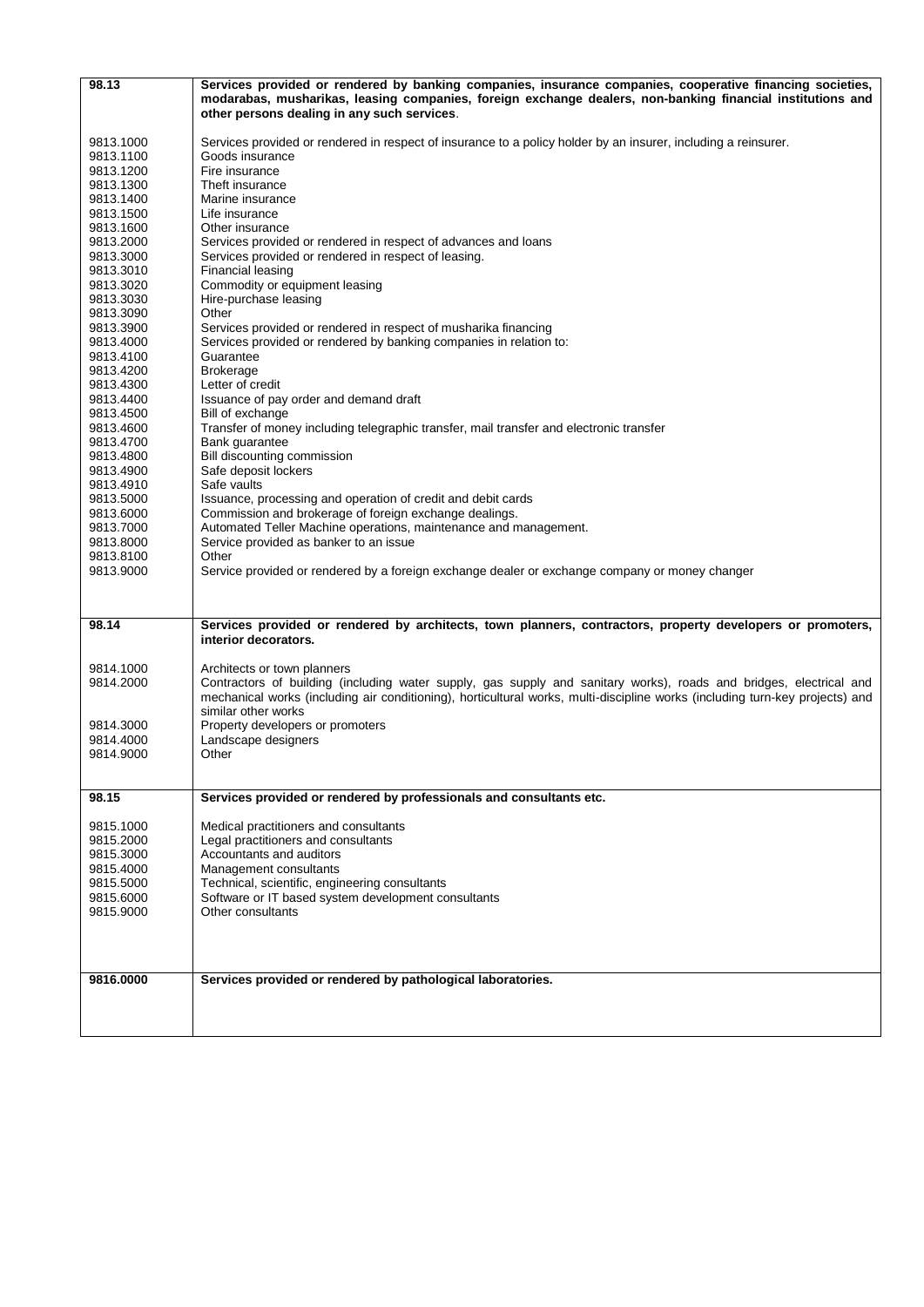| | |
|---|---|
| **98.13** | **Services provided or rendered by banking companies, insurance companies, cooperative financing societies, modarabas, musharikas, leasing companies, foreign exchange dealers, non-banking financial institutions and other persons dealing in any such services**. |
| 9813.1000 | Services provided or rendered in respect of insurance to a policy holder by an insurer, including a reinsurer. |
| 9813.1100 | Goods insurance |
| 9813.1200 | Fire insurance |
| 9813.1300 | Theft insurance |
| 9813.1400 | Marine insurance |
| 9813.1500 | Life insurance |
| 9813.1600 | Other insurance |
| 9813.2000 | Services provided or rendered in respect of advances and loans |
| 9813.3000 | Services provided or rendered in respect of leasing. |
| 9813.3010 | Financial leasing |
| 9813.3020 | Commodity or equipment leasing |
| 9813.3030 | Hire-purchase leasing |
| 9813.3090 | Other |
| 9813.3900 | Services provided or rendered in respect of musharika financing |
| 9813.4000 | Services provided or rendered by banking companies in relation to: |
| 9813.4100 | Guarantee |
| 9813.4200 | Brokerage |
| 9813.4300 | Letter of credit |
| 9813.4400 | Issuance of pay order and demand draft |
| 9813.4500 | Bill of exchange |
| 9813.4600 | Transfer of money including telegraphic transfer, mail transfer and electronic transfer |
| 9813.4700 | Bank guarantee |
| 9813.4800 | Bill discounting commission |
| 9813.4900 | Safe deposit lockers |
| 9813.4910 | Safe vaults |
| 9813.5000 | Issuance, processing and operation of credit and debit cards |
| 9813.6000 | Commission and brokerage of foreign exchange dealings. |
| 9813.7000 | Automated Teller Machine operations, maintenance and management. |
| 9813.8000 | Service provided as banker to an issue |
| 9813.8100 | Other |
| 9813.9000 | Service provided or rendered by a foreign exchange dealer or exchange company or money changer |
| **98.14** | **Services provided or rendered by architects, town planners, contractors, property developers or promoters, interior decorators.** |
| 9814.1000 | Architects or town planners |
| 9814.2000 | Contractors of building (including water supply, gas supply and sanitary works), roads and bridges, electrical and mechanical works (including air conditioning), horticultural works, multi-discipline works (including turn-key projects) and similar other works |
| 9814.3000 | Property developers or promoters |
| 9814.4000 | Landscape designers |
| 9814.9000 | Other |
| **98.15** | **Services provided or rendered by professionals and consultants etc.** |
| 9815.1000 | Medical practitioners and consultants |
| 9815.2000 | Legal practitioners and consultants |
| 9815.3000 | Accountants and auditors |
| 9815.4000 | Management consultants |
| 9815.5000 | Technical, scientific, engineering consultants |
| 9815.6000 | Software or IT based system development consultants |
| 9815.9000 | Other consultants |
| **9816.0000** | **Services provided or rendered by pathological laboratories.** |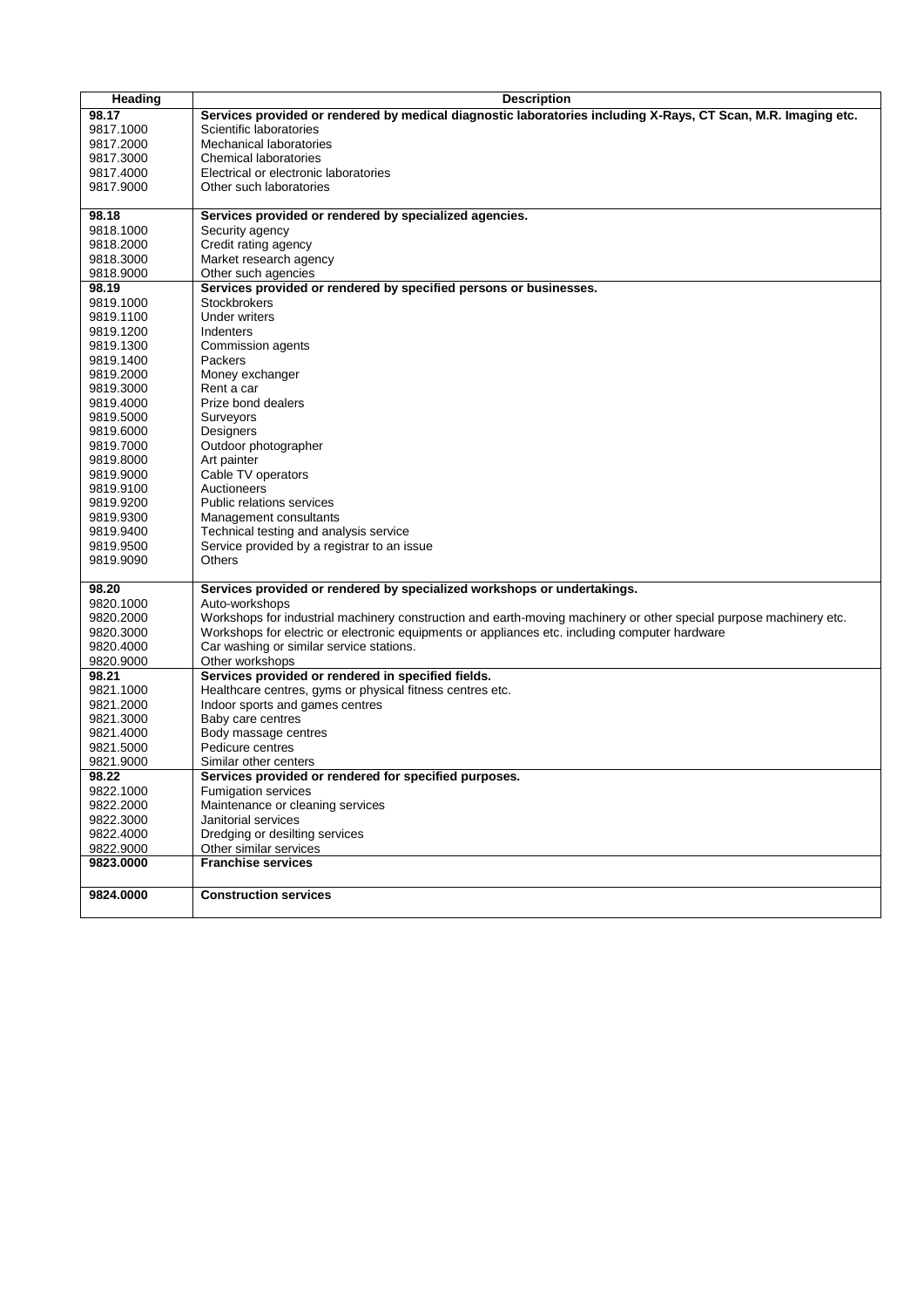| Heading | Description |
|---|---|
| **98.17** | **Services provided or rendered by medical diagnostic laboratories including X-Rays, CT Scan, M.R. Imaging etc.** |
| 9817.1000 | Scientific laboratories |
| 9817.2000 | Mechanical laboratories |
| 9817.3000 | Chemical laboratories |
| 9817.4000 | Electrical or electronic laboratories |
| 9817.9000 | Other such laboratories |
| **98.18** | **Services provided or rendered by specialized agencies.** |
| 9818.1000 | Security agency |
| 9818.2000 | Credit rating agency |
| 9818.3000 | Market research agency |
| 9818.9000 | Other such agencies |
| **98.19** | **Services provided or rendered by specified persons or businesses.** |
| 9819.1000 | Stockbrokers |
| 9819.1100 | Under writers |
| 9819.1200 | Indenters |
| 9819.1300 | Commission agents |
| 9819.1400 | Packers |
| 9819.2000 | Money exchanger |
| 9819.3000 | Rent a car |
| 9819.4000 | Prize bond dealers |
| 9819.5000 | Surveyors |
| 9819.6000 | Designers |
| 9819.7000 | Outdoor photographer |
| 9819.8000 | Art painter |
| 9819.9000 | Cable TV operators |
| 9819.9100 | Auctioneers |
| 9819.9200 | Public relations services |
| 9819.9300 | Management consultants |
| 9819.9400 | Technical testing and analysis service |
| 9819.9500 | Service provided by a registrar to an issue |
| 9819.9090 | Others |
| **98.20** | **Services provided or rendered by specialized workshops or undertakings.** |
| 9820.1000 | Auto-workshops |
| 9820.2000 | Workshops for industrial machinery construction and earth-moving machinery or other special purpose machinery etc. |
| 9820.3000 | Workshops for electric or electronic equipments or appliances etc. including computer hardware |
| 9820.4000 | Car washing or similar service stations. |
| 9820.9000 | Other workshops |
| **98.21** | **Services provided or rendered in specified fields.** |
| 9821.1000 | Healthcare centres, gyms or physical fitness centres etc. |
| 9821.2000 | Indoor sports and games centres |
| 9821.3000 | Baby care centres |
| 9821.4000 | Body massage centres |
| 9821.5000 | Pedicure centres |
| 9821.9000 | Similar other centers |
| **98.22** | **Services provided or rendered for specified purposes.** |
| 9822.1000 | Fumigation services |
| 9822.2000 | Maintenance or cleaning services |
| 9822.3000 | Janitorial services |
| 9822.4000 | Dredging or desilting services |
| 9822.9000 | Other similar services |
| **9823.0000** | **Franchise services** |
| **9824.0000** | **Construction services** |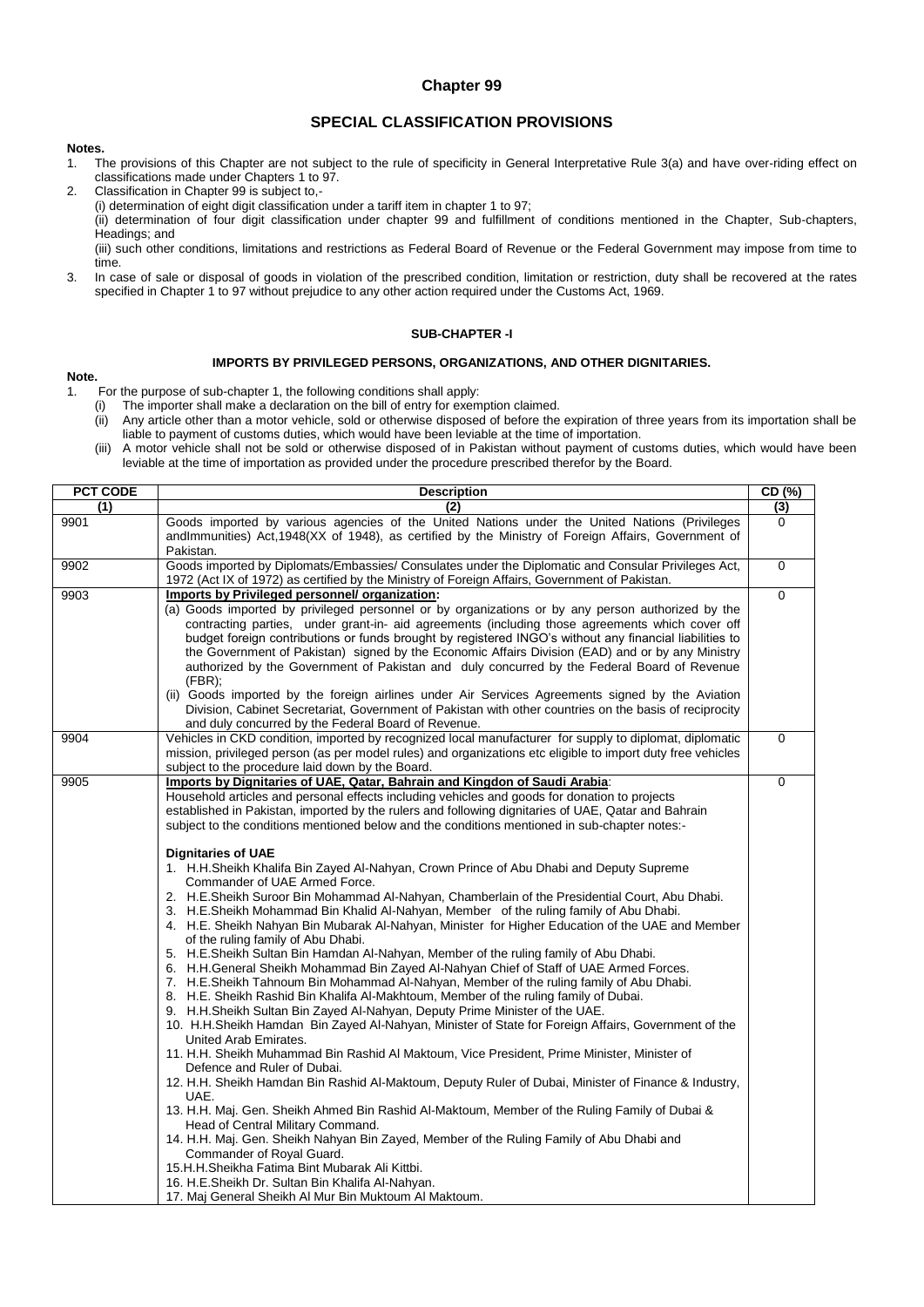# Chapter 99

## SPECIAL CLASSIFICATION PROVISIONS

**Notes.**

1. The provisions of this Chapter are not subject to the rule of specificity in General Interpretative Rule 3(a) and have over-riding effect on classifications made under Chapters 1 to 97.
2. Classification in Chapter 99 is subject to,-

   (i) determination of eight digit classification under a tariff item in chapter 1 to 97;

   (ii) determination of four digit classification under chapter 99 and fulfillment of conditions mentioned in the Chapter, Sub-chapters, Headings; and

   (iii) such other conditions, limitations and restrictions as Federal Board of Revenue or the Federal Government may impose from time to time.
3. In case of sale or disposal of goods in violation of the prescribed condition, limitation or restriction, duty shall be recovered at the rates specified in Chapter 1 to 97 without prejudice to any other action required under the Customs Act, 1969.

### SUB-CHAPTER -I

### IMPORTS BY PRIVILEGED PERSONS, ORGANIZATIONS, AND OTHER DIGNITARIES.

**Note.**

1. For the purpose of sub-chapter 1, the following conditions shall apply:
   (i) The importer shall make a declaration on the bill of entry for exemption claimed.
   (ii) Any article other than a motor vehicle, sold or otherwise disposed of before the expiration of three years from its importation shall be liable to payment of customs duties, which would have been leviable at the time of importation.
   (iii) A motor vehicle shall not be sold or otherwise disposed of in Pakistan without payment of customs duties, which would have been leviable at the time of importation as provided under the procedure prescribed therefor by the Board.

| PCT CODE | Description | CD (%) |
|---|---|---|
| (1) | (2) | (3) |
| 9901 | Goods imported by various agencies of the United Nations under the United Nations (Privileges andImmunities) Act,1948(XX of 1948), as certified by the Ministry of Foreign Affairs, Government of Pakistan. | 0 |
| 9902 | Goods imported by Diplomats/Embassies/ Consulates under the Diplomatic and Consular Privileges Act, 1972 (Act IX of 1972) as certified by the Ministry of Foreign Affairs, Government of Pakistan. | 0 |
| 9903 | **Imports by Privileged personnel/ organization:**<br>(a) Goods imported by privileged personnel or by organizations or by any person authorized by the contracting parties, under grant-in- aid agreements (including those agreements which cover off budget foreign contributions or funds brought by registered INGO's without any financial liabilities to the Government of Pakistan) signed by the Economic Affairs Division (EAD) and or by any Ministry authorized by the Government of Pakistan and duly concurred by the Federal Board of Revenue (FBR);<br>(ii) Goods imported by the foreign airlines under Air Services Agreements signed by the Aviation Division, Cabinet Secretariat, Government of Pakistan with other countries on the basis of reciprocity and duly concurred by the Federal Board of Revenue. | 0 |
| 9904 | Vehicles in CKD condition, imported by recognized local manufacturer for supply to diplomat, diplomatic mission, privileged person (as per model rules) and organizations etc eligible to import duty free vehicles subject to the procedure laid down by the Board. | 0 |
| 9905 | **Imports by Dignitaries of UAE, Qatar, Bahrain and Kingdon of Saudi Arabia**:<br>Household articles and personal effects including vehicles and goods for donation to projects established in Pakistan, imported by the rulers and following dignitaries of UAE, Qatar and Bahrain subject to the conditions mentioned below and the conditions mentioned in sub-chapter notes:-<br><br>**Dignitaries of UAE**<br>1. H.H.Sheikh Khalifa Bin Zayed Al-Nahyan, Crown Prince of Abu Dhabi and Deputy Supreme Commander of UAE Armed Force.<br>2. H.E.Sheikh Suroor Bin Mohammad Al-Nahyan, Chamberlain of the Presidential Court, Abu Dhabi.<br>3. H.E.Sheikh Mohammad Bin Khalid Al-Nahyan, Member of the ruling family of Abu Dhabi.<br>4. H.E. Sheikh Nahyan Bin Mubarak Al-Nahyan, Minister for Higher Education of the UAE and Member of the ruling family of Abu Dhabi.<br>5. H.E.Sheikh Sultan Bin Hamdan Al-Nahyan, Member of the ruling family of Abu Dhabi.<br>6. H.H.General Sheikh Mohammad Bin Zayed Al-Nahyan Chief of Staff of UAE Armed Forces.<br>7. H.E.Sheikh Tahnoum Bin Mohammad Al-Nahyan, Member of the ruling family of Abu Dhabi.<br>8. H.E. Sheikh Rashid Bin Khalifa Al-Makhtoum, Member of the ruling family of Dubai.<br>9. H.H.Sheikh Sultan Bin Zayed Al-Nahyan, Deputy Prime Minister of the UAE.<br>10. H.H.Sheikh Hamdan Bin Zayed Al-Nahyan, Minister of State for Foreign Affairs, Government of the United Arab Emirates.<br>11. H.H. Sheikh Muhammad Bin Rashid Al Maktoum, Vice President, Prime Minister, Minister of Defence and Ruler of Dubai.<br>12. H.H. Sheikh Hamdan Bin Rashid Al-Maktoum, Deputy Ruler of Dubai, Minister of Finance & Industry, UAE.<br>13. H.H. Maj. Gen. Sheikh Ahmed Bin Rashid Al-Maktoum, Member of the Ruling Family of Dubai & Head of Central Military Command.<br>14. H.H. Maj. Gen. Sheikh Nahyan Bin Zayed, Member of the Ruling Family of Abu Dhabi and Commander of Royal Guard.<br>15.H.H.Sheikha Fatima Bint Mubarak Ali Kittbi.<br>16. H.E.Sheikh Dr. Sultan Bin Khalifa Al-Nahyan.<br>17. Maj General Sheikh Al Mur Bin Muktoum Al Maktoum. | 0 |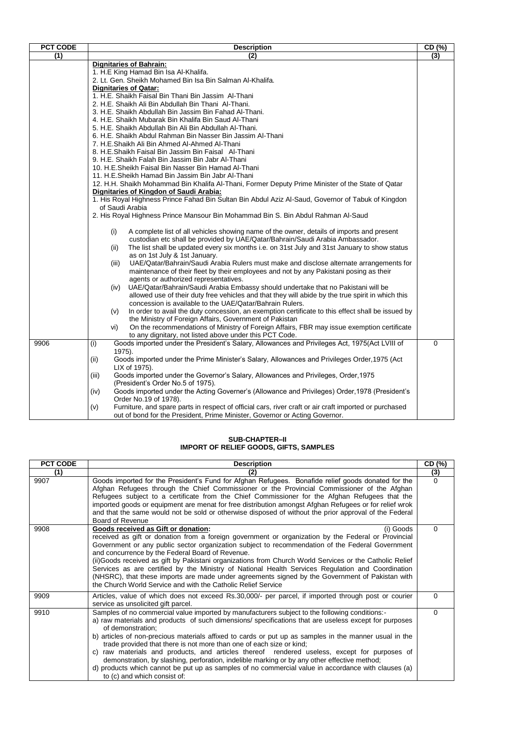| PCT CODE | Description | CD (%) |
|---|---|---|
| (1) | (2) | (3) |
| | **Dignitaries of Bahrain:**<br>1. H.E King Hamad Bin Isa Al-Khalifa.<br>2. Lt. Gen. Sheikh Mohamed Bin Isa Bin Salman Al-Khalifa.<br>**Dignitaries of Qatar:**<br>1. H.E. Shaikh Faisal Bin Thani Bin Jassim Al-Thani<br>2. H.E. Shaikh Ali Bin Abdullah Bin Thani Al-Thani.<br>3. H.E. Shaikh Abdullah Bin Jassim Bin Fahad Al-Thani.<br>4. H.E. Shaikh Mubarak Bin Khalifa Bin Saud Al-Thani<br>5. H.E. Shaikh Abdullah Bin Ali Bin Abdullah Al-Thani.<br>6. H.E. Shaikh Abdul Rahman Bin Nasser Bin Jassim Al-Thani<br>7. H.E.Shaikh Ali Bin Ahmed Al-Ahmed Al-Thani<br>8. H.E.Shaikh Faisal Bin Jassim Bin Faisal Al-Thani<br>9. H.E. Shaikh Falah Bin Jassim Bin Jabr Al-Thani<br>10. H.E.Sheikh Faisal Bin Nasser Bin Hamad Al-Thani<br>11. H.E.Sheikh Hamad Bin Jassim Bin Jabr Al-Thani<br>12. H.H. Shaikh Mohammad Bin Khalifa Al-Thani, Former Deputy Prime Minister of the State of Qatar<br>**Dignitaries of Kingdom of Saudi Arabia:**<br>1. His Royal Highness Prince Fahad Bin Sultan Bin Abdul Aziz Al-Saud, Governor of Tabuk of Kingdon of Saudi Arabia<br>2. His Royal Highness Prince Mansour Bin Mohammad Bin S. Bin Abdul Rahman Al-Saud<br><br>(i) A complete list of all vehicles showing name of the owner, details of imports and present custodian etc shall be provided by UAE/Qatar/Bahrain/Saudi Arabia Ambassador.<br>(ii) The list shall be updated every six months i.e. on 31st July and 31st January to show status as on 1st July & 1st January.<br>(iii) UAE/Qatar/Bahrain/Saudi Arabia Rulers must make and disclose alternate arrangements for maintenance of their fleet by their employees and not by any Pakistani posing as their agents or authorized representatives.<br>(iv) UAE/Qatar/Bahrain/Saudi Arabia Embassy should undertake that no Pakistani will be allowed use of their duty free vehicles and that they will abide by the true spirit in which this concession is available to the UAE/Qatar/Bahrain Rulers.<br>(v) In order to avail the duty concession, an exemption certificate to this effect shall be issued by the Ministry of Foreign Affairs, Government of Pakistan<br>vi) On the recommendations of Ministry of Foreign Affairs, FBR may issue exemption certificate to any dignitary, not listed above under this PCT Code. | |
| 9906 | (i) Goods imported under the President's Salary, Allowances and Privileges Act, 1975(Act LVIII of 1975).<br>(ii) Goods imported under the Prime Minister's Salary, Allowances and Privileges Order,1975 (Act LIX of 1975).<br>(iii) Goods imported under the Governor's Salary, Allowances and Privileges, Order,1975 (President's Order No.5 of 1975).<br>(iv) Goods imported under the Acting Governer's (Allowance and Privileges) Order,1978 (President's Order No.19 of 1978).<br>(v) Furniture, and spare parts in respect of official cars, river craft or air craft imported or purchased out of bond for the President, Prime Minister, Governor or Acting Governor. | 0 |

## SUB-CHAPTER–II
## IMPORT OF RELIEF GOODS, GIFTS, SAMPLES

| PCT CODE | Description | CD (%) |
|---|---|---|
| (1) | (2) | (3) |
| 9907 | Goods imported for the President's Fund for Afghan Refugees. Bonafide relief goods donated for the Afghan Refugees through the Chief Commissioner or the Provincial Commissioner of the Afghan Refugees subject to a certificate from the Chief Commissioner for the Afghan Refugees that the imported goods or equipment are menat for free distribution amongst Afghan Refugees or for relief wrok and that the same would not be sold or otherwise disposed of without the prior approval of the Federal Board of Revenue | 0 |
| 9908 | **Goods received as Gift or donation:** (i) Goods received as gift or donation from a foreign government or organization by the Federal or Provincial Government or any public sector organization subject to recommendation of the Federal Government and concurrence by the Federal Board of Revenue.<br>(ii)Goods received as gift by Pakistani organizations from Church World Services or the Catholic Relief Services as are certified by the Ministry of National Health Services Regulation and Coordination (NHSRC), that these imports are made under agreements signed by the Government of Pakistan with the Church World Service and with the Catholic Relief Service | 0 |
| 9909 | Articles, value of which does not exceed Rs.30,000/- per parcel, if imported through post or courier service as unsolicited gift parcel. | 0 |
| 9910 | Samples of no commercial value imported by manufacturers subject to the following conditions:-<br>a) raw materials and products of such dimensions/ specifications that are useless except for purposes of demonstration;<br>b) articles of non-precious materials affixed to cards or put up as samples in the manner usual in the trade provided that there is not more than one of each size or kind;<br>c) raw materials and products, and articles thereof rendered useless, except for purposes of demonstration, by slashing, perforation, indelible marking or by any other effective method;<br>d) products which cannot be put up as samples of no commercial value in accordance with clauses (a) to (c) and which consist of: | 0 |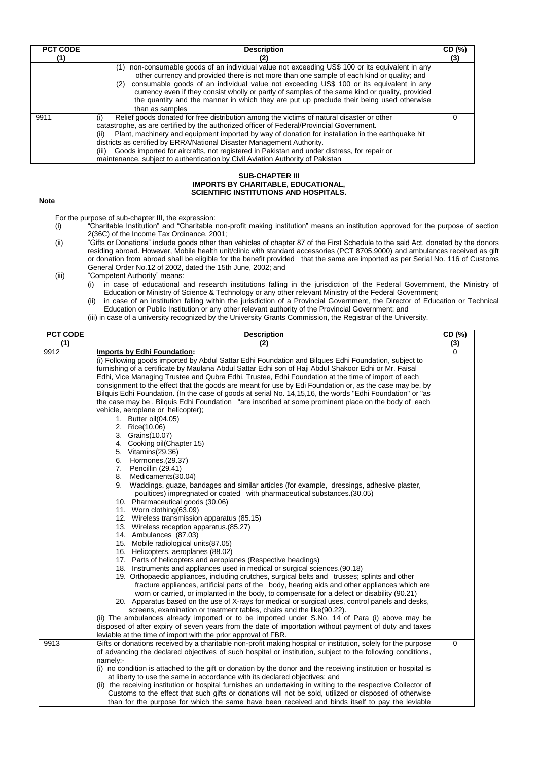| PCT CODE | Description | CD (%) |
|---|---|---|
| (1) | (2) | (3) |
| | (1) non-consumable goods of an individual value not exceeding US$ 100 or its equivalent in any other currency and provided there is not more than one sample of each kind or quality; and<br>(2) consumable goods of an individual value not exceeding US$ 100 or its equivalent in any currency even if they consist wholly or partly of samples of the same kind or quality, provided the quantity and the manner in which they are put up preclude their being used otherwise than as samples | |
| 9911 | (i) Relief goods donated for free distribution among the victims of natural disaster or other catastrophe, as are certified by the authorized officer of Federal/Provincial Government.<br>(ii) Plant, machinery and equipment imported by way of donation for installation in the earthquake hit districts as certified by ERRA/National Disaster Management Authority.<br>(iii) Goods imported for aircrafts, not registered in Pakistan and under distress, for repair or maintenance, subject to authentication by Civil Aviation Authority of Pakistan | 0 |

## SUB-CHAPTER III
## IMPORTS BY CHARITABLE, EDUCATIONAL, SCIENTIFIC INSTITUTIONS AND HOSPITALS.

**Note**

For the purpose of sub-chapter III, the expression:

(i) "Charitable Institution" and "Charitable non-profit making institution" means an institution approved for the purpose of section 2(36C) of the Income Tax Ordinance, 2001;

(ii) "Gifts or Donations" include goods other than vehicles of chapter 87 of the First Schedule to the said Act, donated by the donors residing abroad. However, Mobile health unit/clinic with standard accessories (PCT 8705.9000) and ambulances received as gift or donation from abroad shall be eligible for the benefit provided that the same are imported as per Serial No. 116 of Customs General Order No.12 of 2002, dated the 15th June, 2002; and

(iii) "Competent Authority" means:
- (i) in case of educational and research institutions falling in the jurisdiction of the Federal Government, the Ministry of Education or Ministry of Science & Technology or any other relevant Ministry of the Federal Government;
- (ii) in case of an institution falling within the jurisdiction of a Provincial Government, the Director of Education or Technical Education or Public Institution or any other relevant authority of the Provincial Government; and
- (iii) in case of a university recognized by the University Grants Commission, the Registrar of the University.

| PCT CODE | Description | CD (%) |
|---|---|---|
| (1) | (2) | (3) |
| 9912 | **Imports by Edhi Foundation:**<br>(i) Following goods imported by Abdul Sattar Edhi Foundation and Bilques Edhi Foundation, subject to furnishing of a certificate by Maulana Abdul Sattar Edhi son of Haji Abdul Shakoor Edhi or Mr. Faisal Edhi, Vice Managing Trustee and Qubra Edhi, Trustee, Edhi Foundation at the time of import of each consignment to the effect that the goods are meant for use by Edi Foundation or, as the case may be, by Bilquis Edhi Foundation. (In the case of goods at serial No. 14,15,16, the words "Edhi Foundation" or "as the case may be , Bilquis Edhi Foundation "are inscribed at some prominent place on the body of each vehicle, aeroplane or helicopter);<br>1. Butter oil(04.05)<br>2. Rice(10.06)<br>3. Grains(10.07)<br>4. Cooking oil(Chapter 15)<br>5. Vitamins(29.36)<br>6. Hormones.(29.37)<br>7. Pencillin (29.41)<br>8. Medicaments(30.04)<br>9. Waddings, guaze, bandages and similar articles (for example, dressings, adhesive plaster, poultices) impregnated or coated with pharmaceutical substances.(30.05)<br>10. Pharmaceutical goods (30.06)<br>11. Worn clothing(63.09)<br>12. Wireless transmission apparatus (85.15)<br>13. Wireless reception apparatus.(85.27)<br>14. Ambulances (87.03)<br>15. Mobile radiological units(87.05)<br>16. Helicopters, aeroplanes (88.02)<br>17. Parts of helicopters and aeroplanes (Respective headings)<br>18. Instruments and appliances used in medical or surgical sciences.(90.18)<br>19. Orthopaedic appliances, including crutches, surgical belts and trusses; splints and other fracture appliances, artificial parts of the body, hearing aids and other appliances which are worn or carried, or implanted in the body, to compensate for a defect or disability (90.21)<br>20. Apparatus based on the use of X-rays for medical or surgical uses, control panels and desks, screens, examination or treatment tables, chairs and the like(90.22).<br>(ii) The ambulances already imported or to be imported under S.No. 14 of Para (i) above may be disposed of after expiry of seven years from the date of importation without payment of duty and taxes leviable at the time of import with the prior approval of FBR. | 0 |
| 9913 | Gifts or donations received by a charitable non-profit making hospital or institution, solely for the purpose of advancing the declared objectives of such hospital or institution, subject to the following conditions, namely:-<br>(i) no condition is attached to the gift or donation by the donor and the receiving institution or hospital is at liberty to use the same in accordance with its declared objectives; and<br>(ii) the receiving institution or hospital furnishes an undertaking in writing to the respective Collector of Customs to the effect that such gifts or donations will not be sold, utilized or disposed of otherwise than for the purpose for which the same have been received and binds itself to pay the leviable | 0 |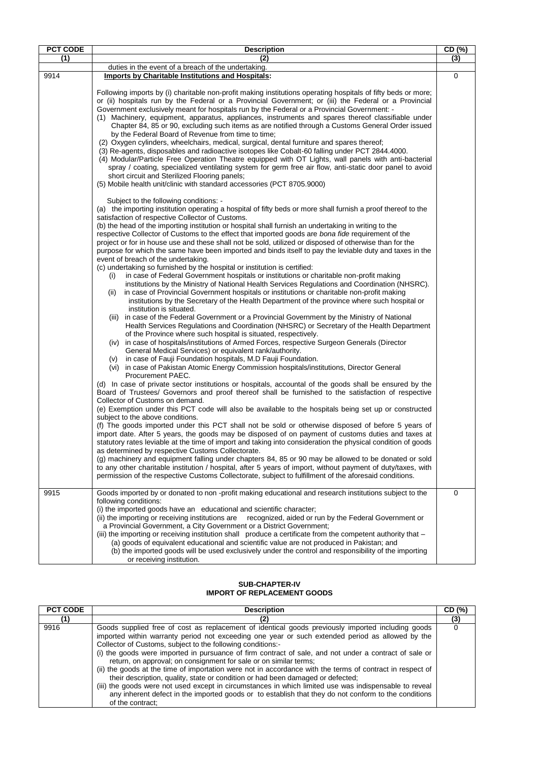| PCT CODE | Description | CD (%) |
|---|---|---|
| (1) | (2) | (3) |
| | duties in the event of a breach of the undertaking. | |
| 9914 | **Imports by Charitable Institutions and Hospitals:**<br><br>Following imports by (i) charitable non-profit making institutions operating hospitals of fifty beds or more; or (ii) hospitals run by the Federal or a Provincial Government; or (iii) the Federal or a Provincial Government exclusively meant for hospitals run by the Federal or a Provincial Government: -<br>(1) Machinery, equipment, apparatus, appliances, instruments and spares thereof classifiable under Chapter 84, 85 or 90, excluding such items as are notified through a Customs General Order issued by the Federal Board of Revenue from time to time;<br>(2) Oxygen cylinders, wheelchairs, medical, surgical, dental furniture and spares thereof;<br>(3) Re-agents, disposables and radioactive isotopes like Cobalt-60 falling under PCT 2844.4000.<br>(4) Modular/Particle Free Operation Theatre equipped with OT Lights, wall panels with anti-bacterial spray / coating, specialized ventilating system for germ free air flow, anti-static door panel to avoid short circuit and Sterilized Flooring panels;<br>(5) Mobile health unit/clinic with standard accessories (PCT 8705.9000)<br><br>Subject to the following conditions: -<br>(a) the importing institution operating a hospital of fifty beds or more shall furnish a proof thereof to the satisfaction of respective Collector of Customs.<br>(b) the head of the importing institution or hospital shall furnish an undertaking in writing to the respective Collector of Customs to the effect that imported goods are *bona fide* requirement of the project or for in house use and these shall not be sold, utilized or disposed of otherwise than for the purpose for which the same have been imported and binds itself to pay the leviable duty and taxes in the event of breach of the undertaking.<br>(c) undertaking so furnished by the hospital or institution is certified:<br>(i) in case of Federal Government hospitals or institutions or charitable non-profit making institutions by the Ministry of National Health Services Regulations and Coordination (NHSRC).<br>(ii) in case of Provincial Government hospitals or institutions or charitable non-profit making institutions by the Secretary of the Health Department of the province where such hospital or institution is situated.<br>(iii) in case of the Federal Government or a Provincial Government by the Ministry of National Health Services Regulations and Coordination (NHSRC) or Secretary of the Health Department of the Province where such hospital is situated, respectively.<br>(iv) in case of hospitals/institutions of Armed Forces, respective Surgeon Generals (Director General Medical Services) or equivalent rank/authority.<br>(v) in case of Fauji Foundation hospitals, M.D Fauji Foundation.<br>(vi) in case of Pakistan Atomic Energy Commission hospitals/institutions, Director General Procurement PAEC.<br>(d) In case of private sector institutions or hospitals, accountal of the goods shall be ensured by the Board of Trustees/ Governors and proof thereof shall be furnished to the satisfaction of respective Collector of Customs on demand.<br>(e) Exemption under this PCT code will also be available to the hospitals being set up or constructed subject to the above conditions.<br>(f) The goods imported under this PCT shall not be sold or otherwise disposed of before 5 years of import date. After 5 years, the goods may be disposed of on payment of customs duties and taxes at statutory rates leviable at the time of import and taking into consideration the physical condition of goods as determined by respective Customs Collectorate.<br>(g) machinery and equipment falling under chapters 84, 85 or 90 may be allowed to be donated or sold to any other charitable institution / hospital, after 5 years of import, without payment of duty/taxes, with permission of the respective Customs Collectorate, subject to fulfillment of the aforesaid conditions. | 0 |
| 9915 | Goods imported by or donated to non -profit making educational and research institutions subject to the following conditions:<br>(i) the imported goods have an educational and scientific character;<br>(ii) the importing or receiving institutions are recognized, aided or run by the Federal Government or a Provincial Government, a City Government or a District Government;<br>(iii) the importing or receiving institution shall produce a certificate from the competent authority that –<br>(a) goods of equivalent educational and scientific value are not produced in Pakistan; and<br>(b) the imported goods will be used exclusively under the control and responsibility of the importing or receiving institution. | 0 |

## SUB-CHAPTER-IV
## IMPORT OF REPLACEMENT GOODS

| PCT CODE | Description | CD (%) |
|---|---|---|
| (1) | (2) | (3) |
| 9916 | Goods supplied free of cost as replacement of identical goods previously imported including goods imported within warranty period not exceeding one year or such extended period as allowed by the Collector of Customs, subject to the following conditions:-<br>(i) the goods were imported in pursuance of firm contract of sale, and not under a contract of sale or return, on approval; on consignment for sale or on similar terms;<br>(ii) the goods at the time of importation were not in accordance with the terms of contract in respect of their description, quality, state or condition or had been damaged or defected;<br>(iii) the goods were not used except in circumstances in which limited use was indispensable to reveal any inherent defect in the imported goods or to establish that they do not conform to the conditions of the contract; | 0 |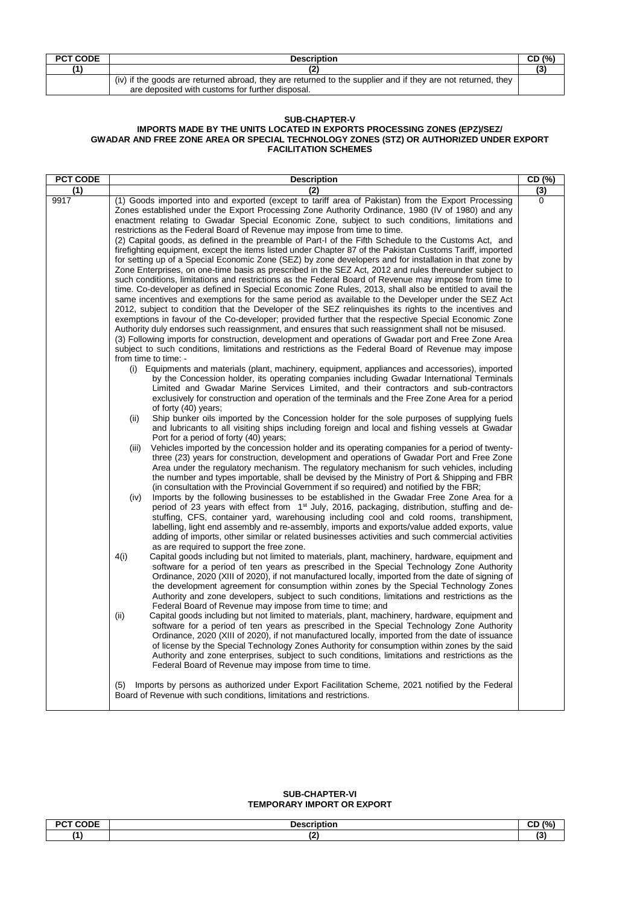| PCT CODE | Description | CD (%) |
|---|---|---|
| (1) | (2) | (3) |
| | (iv) if the goods are returned abroad, they are returned to the supplier and if they are not returned, they are deposited with customs for further disposal. | |

## SUB-CHAPTER-V
### IMPORTS MADE BY THE UNITS LOCATED IN EXPORTS PROCESSING ZONES (EPZ)/SEZ/ GWADAR AND FREE ZONE AREA OR SPECIAL TECHNOLOGY ZONES (STZ) OR AUTHORIZED UNDER EXPORT FACILITATION SCHEMES

| PCT CODE | Description | CD (%) |
|---|---|---|
| (1) | (2) | (3) |
| 9917 | (1) Goods imported into and exported (except to tariff area of Pakistan) from the Export Processing Zones established under the Export Processing Zone Authority Ordinance, 1980 (IV of 1980) and any enactment relating to Gwadar Special Economic Zone, subject to such conditions, limitations and restrictions as the Federal Board of Revenue may impose from time to time.<br>(2) Capital goods, as defined in the preamble of Part-I of the Fifth Schedule to the Customs Act, and firefighting equipment, except the items listed under Chapter 87 of the Pakistan Customs Tariff, imported for setting up of a Special Economic Zone (SEZ) by zone developers and for installation in that zone by Zone Enterprises, on one-time basis as prescribed in the SEZ Act, 2012 and rules thereunder subject to such conditions, limitations and restrictions as the Federal Board of Revenue may impose from time to time. Co-developer as defined in Special Economic Zone Rules, 2013, shall also be entitled to avail the same incentives and exemptions for the same period as available to the Developer under the SEZ Act 2012, subject to condition that the Developer of the SEZ relinquishes its rights to the incentives and exemptions in favour of the Co-developer; provided further that the respective Special Economic Zone Authority duly endorses such reassignment, and ensures that such reassignment shall not be misused.<br>(3) Following imports for construction, development and operations of Gwadar port and Free Zone Area subject to such conditions, limitations and restrictions as the Federal Board of Revenue may impose from time to time: -<br>(i) Equipments and materials (plant, machinery, equipment, appliances and accessories), imported by the Concession holder, its operating companies including Gwadar International Terminals Limited and Gwadar Marine Services Limited, and their contractors and sub-contractors exclusively for construction and operation of the terminals and the Free Zone Area for a period of forty (40) years;<br>(ii) Ship bunker oils imported by the Concession holder for the sole purposes of supplying fuels and lubricants to all visiting ships including foreign and local and fishing vessels at Gwadar Port for a period of forty (40) years;<br>(iii) Vehicles imported by the concession holder and its operating companies for a period of twenty-three (23) years for construction, development and operations of Gwadar Port and Free Zone Area under the regulatory mechanism. The regulatory mechanism for such vehicles, including the number and types importable, shall be devised by the Ministry of Port & Shipping and FBR (in consultation with the Provincial Government if so required) and notified by the FBR;<br>(iv) Imports by the following businesses to be established in the Gwadar Free Zone Area for a period of 23 years with effect from 1st July, 2016, packaging, distribution, stuffing and de-stuffing, CFS, container yard, warehousing including cool and cold rooms, transhipment, labelling, light end assembly and re-assembly, imports and exports/value added exports, value adding of imports, other similar or related businesses activities and such commercial activities as are required to support the free zone.<br>4(i) Capital goods including but not limited to materials, plant, machinery, hardware, equipment and software for a period of ten years as prescribed in the Special Technology Zone Authority Ordinance, 2020 (XIII of 2020), if not manufactured locally, imported from the date of signing of the development agreement for consumption within zones by the Special Technology Zones Authority and zone developers, subject to such conditions, limitations and restrictions as the Federal Board of Revenue may impose from time to time; and<br>(ii) Capital goods including but not limited to materials, plant, machinery, hardware, equipment and software for a period of ten years as prescribed in the Special Technology Zone Authority Ordinance, 2020 (XIII of 2020), if not manufactured locally, imported from the date of issuance of license by the Special Technology Zones Authority for consumption within zones by the said Authority and zone enterprises, subject to such conditions, limitations and restrictions as the Federal Board of Revenue may impose from time to time.<br>(5) Imports by persons as authorized under Export Facilitation Scheme, 2021 notified by the Federal Board of Revenue with such conditions, limitations and restrictions. | 0 |

## SUB-CHAPTER-VI
### TEMPORARY IMPORT OR EXPORT

| PCT CODE | Description | CD (%) |
|---|---|---|
| (1) | (2) | (3) |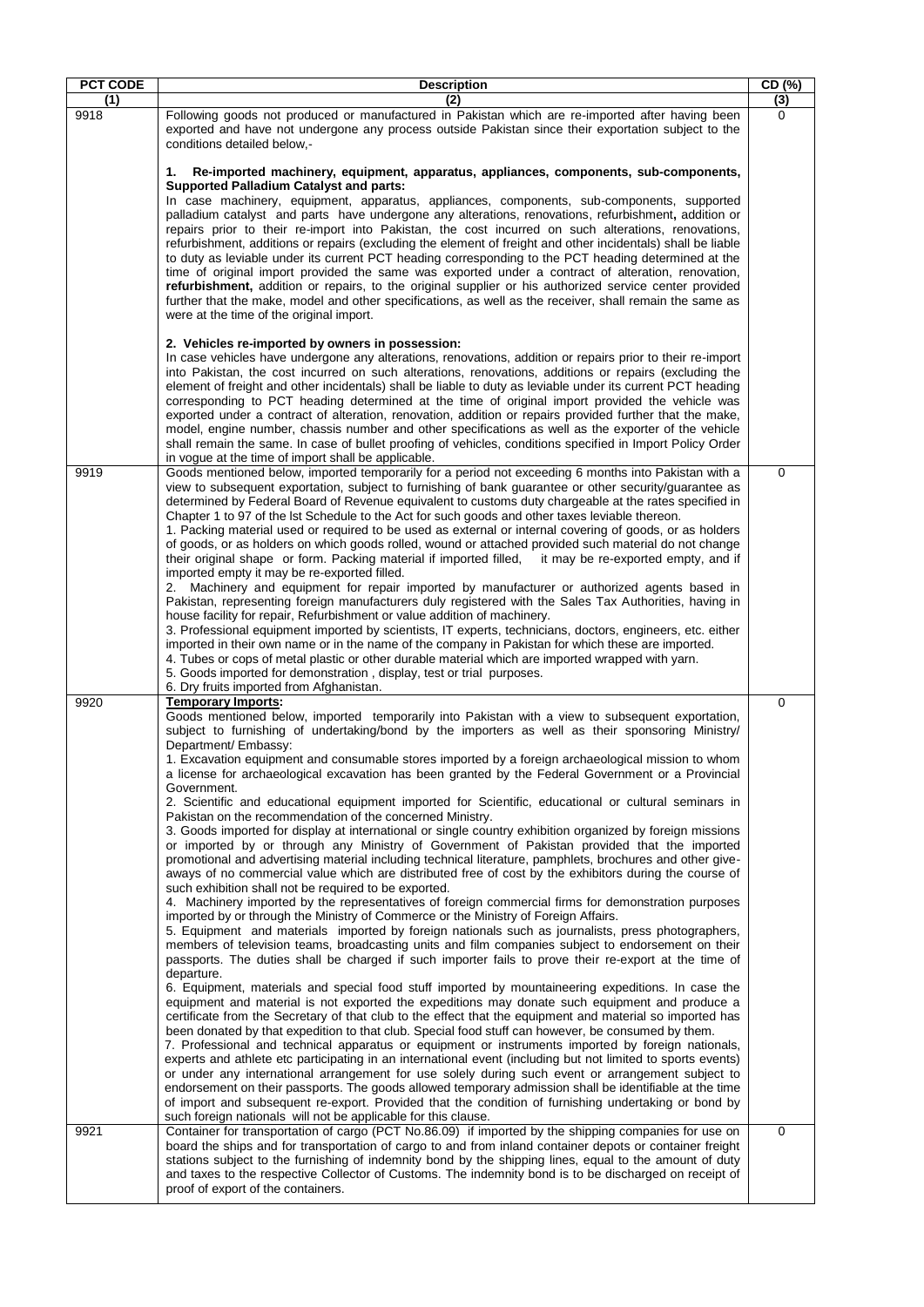| PCT CODE | Description | CD (%) |
|---|---|---|
| (1) | (2) | (3) |
| 9918 | Following goods not produced or manufactured in Pakistan which are re-imported after having been exported and have not undergone any process outside Pakistan since their exportation subject to the conditions detailed below,-<br><br>**1. Re-imported machinery, equipment, apparatus, appliances, components, sub-components, Supported Palladium Catalyst and parts:**<br>In case machinery, equipment, apparatus, appliances, components, sub-components, supported palladium catalyst and parts have undergone any alterations, renovations, refurbishment**,** addition or repairs prior to their re-import into Pakistan, the cost incurred on such alterations, renovations, refurbishment, additions or repairs (excluding the element of freight and other incidentals) shall be liable to duty as leviable under its current PCT heading corresponding to the PCT heading determined at the time of original import provided the same was exported under a contract of alteration, renovation, **refurbishment,** addition or repairs, to the original supplier or his authorized service center provided further that the make, model and other specifications, as well as the receiver, shall remain the same as were at the time of the original import.<br><br>**2. Vehicles re-imported by owners in possession:**<br>In case vehicles have undergone any alterations, renovations, addition or repairs prior to their re-import into Pakistan, the cost incurred on such alterations, renovations, additions or repairs (excluding the element of freight and other incidentals) shall be liable to duty as leviable under its current PCT heading corresponding to PCT heading determined at the time of original import provided the vehicle was exported under a contract of alteration, renovation, addition or repairs provided further that the make, model, engine number, chassis number and other specifications as well as the exporter of the vehicle shall remain the same. In case of bullet proofing of vehicles, conditions specified in Import Policy Order in vogue at the time of import shall be applicable. | 0 |
| 9919 | Goods mentioned below, imported temporarily for a period not exceeding 6 months into Pakistan with a view to subsequent exportation, subject to furnishing of bank guarantee or other security/guarantee as determined by Federal Board of Revenue equivalent to customs duty chargeable at the rates specified in Chapter 1 to 97 of the lst Schedule to the Act for such goods and other taxes leviable thereon.<br>1. Packing material used or required to be used as external or internal covering of goods, or as holders of goods, or as holders on which goods rolled, wound or attached provided such material do not change their original shape or form. Packing material if imported filled, it may be re-exported empty, and if imported empty it may be re-exported filled.<br>2. Machinery and equipment for repair imported by manufacturer or authorized agents based in Pakistan, representing foreign manufacturers duly registered with the Sales Tax Authorities, having in house facility for repair, Refurbishment or value addition of machinery.<br>3. Professional equipment imported by scientists, IT experts, technicians, doctors, engineers, etc. either imported in their own name or in the name of the company in Pakistan for which these are imported.<br>4. Tubes or cops of metal plastic or other durable material which are imported wrapped with yarn.<br>5. Goods imported for demonstration , display, test or trial purposes.<br>6. Dry fruits imported from Afghanistan. | 0 |
| 9920 | **Temporary Imports:**<br>Goods mentioned below, imported temporarily into Pakistan with a view to subsequent exportation, subject to furnishing of undertaking/bond by the importers as well as their sponsoring Ministry/ Department/ Embassy:<br>1. Excavation equipment and consumable stores imported by a foreign archaeological mission to whom a license for archaeological excavation has been granted by the Federal Government or a Provincial Government.<br>2. Scientific and educational equipment imported for Scientific, educational or cultural seminars in Pakistan on the recommendation of the concerned Ministry.<br>3. Goods imported for display at international or single country exhibition organized by foreign missions or imported by or through any Ministry of Government of Pakistan provided that the imported promotional and advertising material including technical literature, pamphlets, brochures and other give-aways of no commercial value which are distributed free of cost by the exhibitors during the course of such exhibition shall not be required to be exported.<br>4. Machinery imported by the representatives of foreign commercial firms for demonstration purposes imported by or through the Ministry of Commerce or the Ministry of Foreign Affairs.<br>5. Equipment and materials imported by foreign nationals such as journalists, press photographers, members of television teams, broadcasting units and film companies subject to endorsement on their passports. The duties shall be charged if such importer fails to prove their re-export at the time of departure.<br>6. Equipment, materials and special food stuff imported by mountaineering expeditions. In case the equipment and material is not exported the expeditions may donate such equipment and produce a certificate from the Secretary of that club to the effect that the equipment and material so imported has been donated by that expedition to that club. Special food stuff can however, be consumed by them.<br>7. Professional and technical apparatus or equipment or instruments imported by foreign nationals, experts and athlete etc participating in an international event (including but not limited to sports events) or under any international arrangement for use solely during such event or arrangement subject to endorsement on their passports. The goods allowed temporary admission shall be identifiable at the time of import and subsequent re-export. Provided that the condition of furnishing undertaking or bond by such foreign nationals will not be applicable for this clause. | 0 |
| 9921 | Container for transportation of cargo (PCT No.86.09) if imported by the shipping companies for use on board the ships and for transportation of cargo to and from inland container depots or container freight stations subject to the furnishing of indemnity bond by the shipping lines, equal to the amount of duty and taxes to the respective Collector of Customs. The indemnity bond is to be discharged on receipt of proof of export of the containers. | 0 |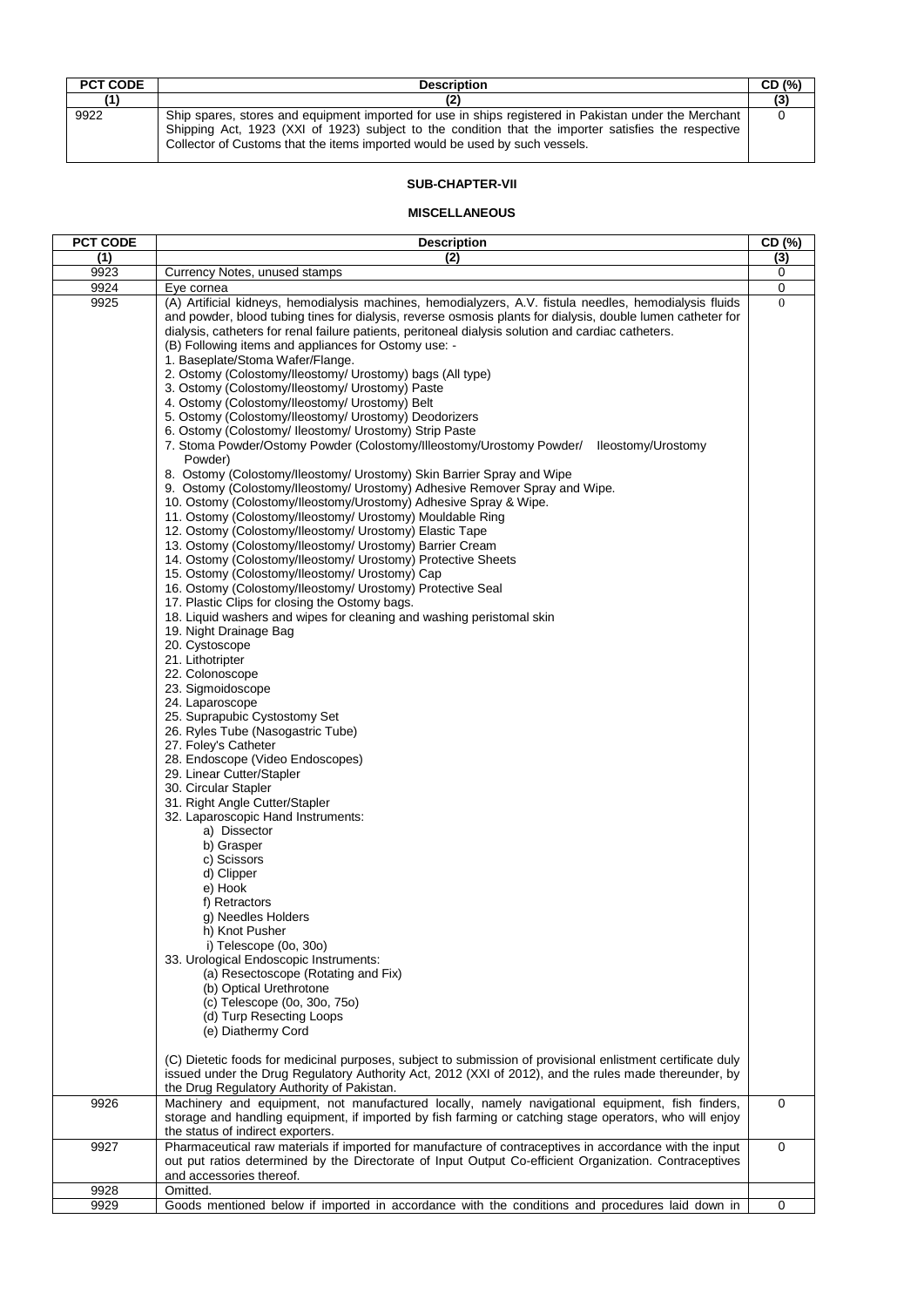| PCT CODE | Description | CD (%) |
|---|---|---|
| (1) | (2) | (3) |
| 9922 | Ship spares, stores and equipment imported for use in ships registered in Pakistan under the Merchant Shipping Act, 1923 (XXI of 1923) subject to the condition that the importer satisfies the respective Collector of Customs that the items imported would be used by such vessels. | 0 |

## SUB-CHAPTER-VII

## MISCELLANEOUS

| PCT CODE | Description | CD (%) |
|---|---|---|
| (1) | (2) | (3) |
| 9923 | Currency Notes, unused stamps | 0 |
| 9924 | Eye cornea | 0 |
| 9925 | (A) Artificial kidneys, hemodialysis machines, hemodialyzers, A.V. fistula needles, hemodialysis fluids and powder, blood tubing tines for dialysis, reverse osmosis plants for dialysis, double lumen catheter for dialysis, catheters for renal failure patients, peritoneal dialysis solution and cardiac catheters.<br>(B) Following items and appliances for Ostomy use: -<br>1. Baseplate/Stoma Wafer/Flange.<br>2. Ostomy (Colostomy/Ileostomy/ Urostomy) bags (All type)<br>3. Ostomy (Colostomy/Ileostomy/ Urostomy) Paste<br>4. Ostomy (Colostomy/Ileostomy/ Urostomy) Belt<br>5. Ostomy (Colostomy/Ileostomy/ Urostomy) Deodorizers<br>6. Ostomy (Colostomy/ Ileostomy/ Urostomy) Strip Paste<br>7. Stoma Powder/Ostomy Powder (Colostomy/Illeostomy/Urostomy Powder/ Ileostomy/Urostomy Powder)<br>8. Ostomy (Colostomy/Ileostomy/ Urostomy) Skin Barrier Spray and Wipe<br>9. Ostomy (Colostomy/Ileostomy/ Urostomy) Adhesive Remover Spray and Wipe.<br>10. Ostomy (Colostomy/Ileostomy/Urostomy) Adhesive Spray & Wipe.<br>11. Ostomy (Colostomy/Ileostomy/ Urostomy) Mouldable Ring<br>12. Ostomy (Colostomy/Ileostomy/ Urostomy) Elastic Tape<br>13. Ostomy (Colostomy/Ileostomy/ Urostomy) Barrier Cream<br>14. Ostomy (Colostomy/Ileostomy/ Urostomy) Protective Sheets<br>15. Ostomy (Colostomy/Ileostomy/ Urostomy) Cap<br>16. Ostomy (Colostomy/Ileostomy/ Urostomy) Protective Seal<br>17. Plastic Clips for closing the Ostomy bags.<br>18. Liquid washers and wipes for cleaning and washing peristomal skin<br>19. Night Drainage Bag<br>20. Cystoscope<br>21. Lithotripter<br>22. Colonoscope<br>23. Sigmoidoscope<br>24. Laparoscope<br>25. Suprapubic Cystostomy Set<br>26. Ryles Tube (Nasogastric Tube)<br>27. Foley's Catheter<br>28. Endoscope (Video Endoscopes)<br>29. Linear Cutter/Stapler<br>30. Circular Stapler<br>31. Right Angle Cutter/Stapler<br>32. Laparoscopic Hand Instruments:<br>a) Dissector<br>b) Grasper<br>c) Scissors<br>d) Clipper<br>e) Hook<br>f) Retractors<br>g) Needles Holders<br>h) Knot Pusher<br>i) Telescope (0o, 30o)<br>33. Urological Endoscopic Instruments:<br>(a) Resectoscope (Rotating and Fix)<br>(b) Optical Urethrotone<br>(c) Telescope (0o, 30o, 75o)<br>(d) Turp Resecting Loops<br>(e) Diathermy Cord<br><br>(C) Dietetic foods for medicinal purposes, subject to submission of provisional enlistment certificate duly issued under the Drug Regulatory Authority Act, 2012 (XXI of 2012), and the rules made thereunder, by the Drug Regulatory Authority of Pakistan. | 0 |
| 9926 | Machinery and equipment, not manufactured locally, namely navigational equipment, fish finders, storage and handling equipment, if imported by fish farming or catching stage operators, who will enjoy the status of indirect exporters. | 0 |
| 9927 | Pharmaceutical raw materials if imported for manufacture of contraceptives in accordance with the input out put ratios determined by the Directorate of Input Output Co-efficient Organization. Contraceptives and accessories thereof. | 0 |
| 9928 | Omitted. | |
| 9929 | Goods mentioned below if imported in accordance with the conditions and procedures laid down in | 0 |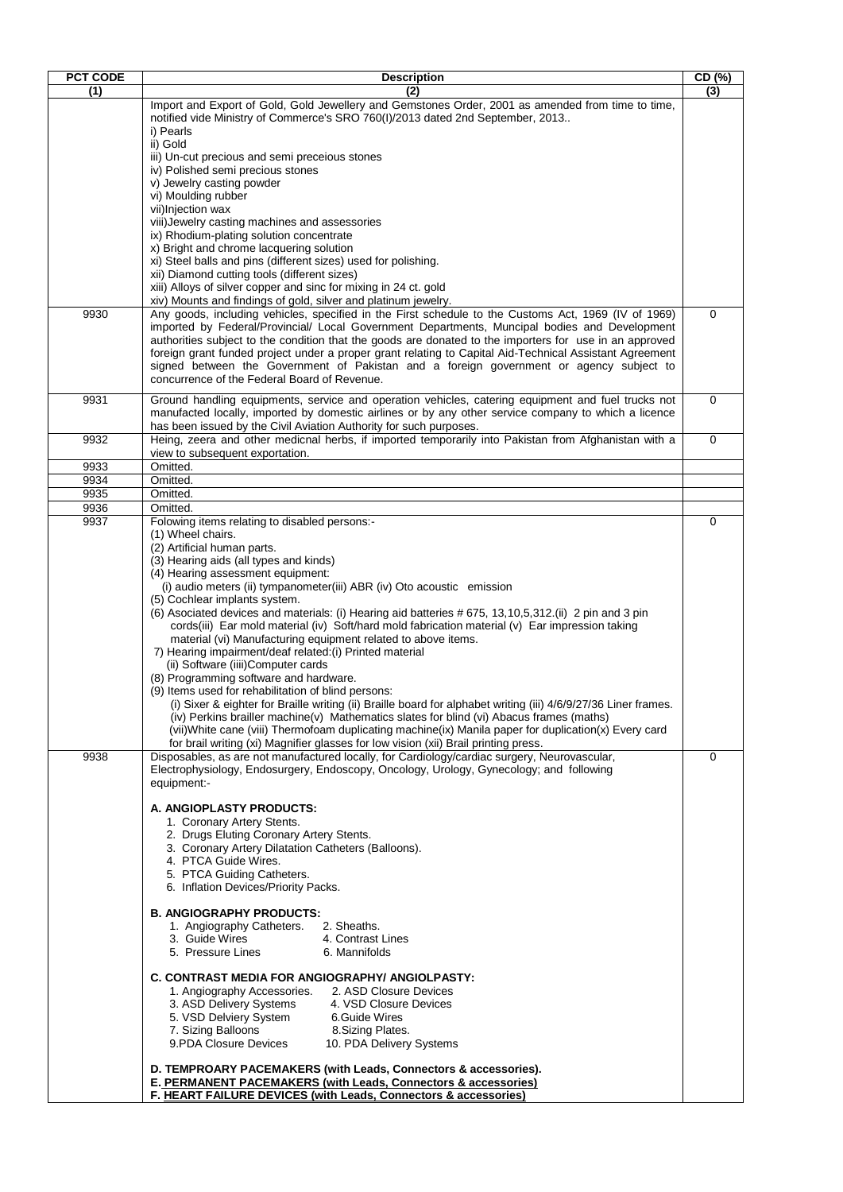| PCT CODE | Description | CD (%) |
|---|---|---|
| (1) | (2) | (3) |
| | Import and Export of Gold, Gold Jewellery and Gemstones Order, 2001 as amended from time to time, notified vide Ministry of Commerce's SRO 760(I)/2013 dated 2nd September, 2013..<br>i) Pearls<br>ii) Gold<br>iii) Un-cut precious and semi preceious stones<br>iv) Polished semi precious stones<br>v) Jewelry casting powder<br>vi) Moulding rubber<br>vii)Injection wax<br>viii)Jewelry casting machines and assessories<br>ix) Rhodium-plating solution concentrate<br>x) Bright and chrome lacquering solution<br>xi) Steel balls and pins (different sizes) used for polishing.<br>xii) Diamond cutting tools (different sizes)<br>xiii) Alloys of silver copper and sinc for mixing in 24 ct. gold<br>xiv) Mounts and findings of gold, silver and platinum jewelry. | |
| 9930 | Any goods, including vehicles, specified in the First schedule to the Customs Act, 1969 (IV of 1969) imported by Federal/Provincial/ Local Government Departments, Muncipal bodies and Development authorities subject to the condition that the goods are donated to the importers for use in an approved foreign grant funded project under a proper grant relating to Capital Aid-Technical Assistant Agreement signed between the Government of Pakistan and a foreign government or agency subject to concurrence of the Federal Board of Revenue. | 0 |
| 9931 | Ground handling equipments, service and operation vehicles, catering equipment and fuel trucks not manufacted locally, imported by domestic airlines or by any other service company to which a licence has been issued by the Civil Aviation Authority for such purposes. | 0 |
| 9932 | Heing, zeera and other medicnal herbs, if imported temporarily into Pakistan from Afghanistan with a view to subsequent exportation. | 0 |
| 9933 | Omitted. | |
| 9934 | Omitted. | |
| 9935 | Omitted. | |
| 9936 | Omitted. | |
| 9937 | Folowing items relating to disabled persons:-<br>(1) Wheel chairs.<br>(2) Artificial human parts.<br>(3) Hearing aids (all types and kinds)<br>(4) Hearing assessment equipment:<br>(i) audio meters (ii) tympanometer(iii) ABR (iv) Oto acoustic emission<br>(5) Cochlear implants system.<br>(6) Asociated devices and materials: (i) Hearing aid batteries # 675, 13,10,5,312.(ii) 2 pin and 3 pin cords(iii) Ear mold material (iv) Soft/hard mold fabrication material (v) Ear impression taking material (vi) Manufacturing equipment related to above items.<br>7) Hearing impairment/deaf related:(i) Printed material<br>(ii) Software (iiii)Computer cards<br>(8) Programming software and hardware.<br>(9) Items used for rehabilitation of blind persons:<br>(i) Sixer & eighter for Braille writing (ii) Braille board for alphabet writing (iii) 4/6/9/27/36 Liner frames. (iv) Perkins brailler machine(v) Mathematics slates for blind (vi) Abacus frames (maths) (vii)White cane (viii) Thermofoam duplicating machine(ix) Manila paper for duplication(x) Every card for brail writing (xi) Magnifier glasses for low vision (xii) Brail printing press. | 0 |
| 9938 | Disposables, as are not manufactured locally, for Cardiology/cardiac surgery, Neurovascular, Electrophysiology, Endosurgery, Endoscopy, Oncology, Urology, Gynecology; and following equipment:-<br><br>**A. ANGIOPLASTY PRODUCTS:**<br>1. Coronary Artery Stents.<br>2. Drugs Eluting Coronary Artery Stents.<br>3. Coronary Artery Dilatation Catheters (Balloons).<br>4. PTCA Guide Wires.<br>5. PTCA Guiding Catheters.<br>6. Inflation Devices/Priority Packs.<br><br>**B. ANGIOGRAPHY PRODUCTS:**<br>1. Angiography Catheters. 2. Sheaths.<br>3. Guide Wires 4. Contrast Lines<br>5. Pressure Lines 6. Mannifolds<br><br>**C. CONTRAST MEDIA FOR ANGIOGRAPHY/ ANGIOLPASTY:**<br>1. Angiography Accessories. 2. ASD Closure Devices<br>3. ASD Delivery Systems 4. VSD Closure Devices<br>5. VSD Delviery System 6.Guide Wires<br>7. Sizing Balloons 8.Sizing Plates.<br>9.PDA Closure Devices 10. PDA Delivery Systems<br><br>**D. TEMPROARY PACEMAKERS (with Leads, Connectors & accessories).**<br>**E. PERMANENT PACEMAKERS (with Leads, Connectors & accessories)**<br>**F. HEART FAILURE DEVICES (with Leads, Connectors & accessories)** | 0 |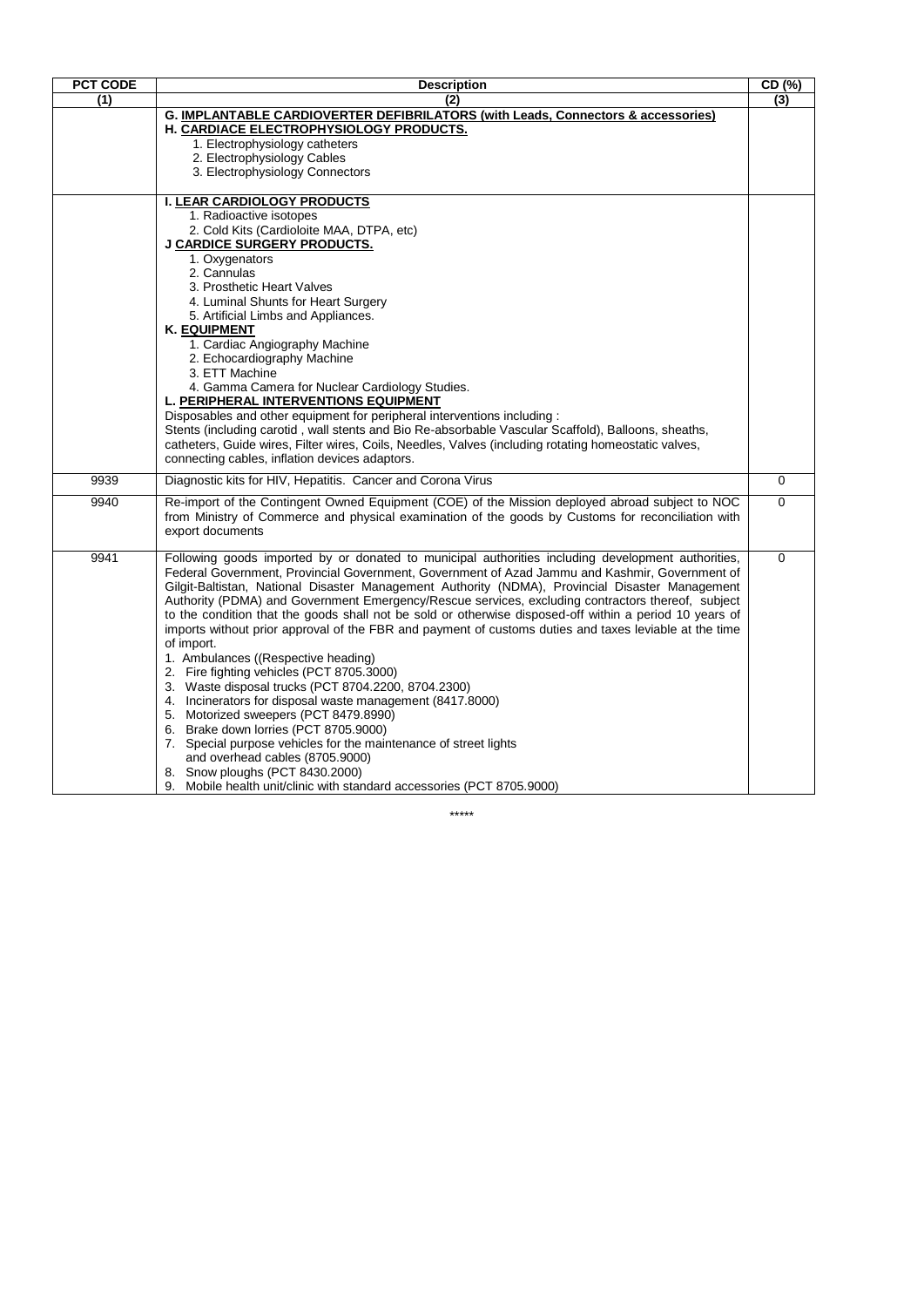| PCT CODE | Description | CD (%) |
|---|---|---|
| (1) | (2) | (3) |
| | **G. IMPLANTABLE CARDIOVERTER DEFIBRILATORS (with Leads, Connectors & accessories)**<br>**H. CARDIACE ELECTROPHYSIOLOGY PRODUCTS.**<br>1. Electrophysiology catheters<br>2. Electrophysiology Cables<br>3. Electrophysiology Connectors | |
| | **I. LEAR CARDIOLOGY PRODUCTS**<br>1. Radioactive isotopes<br>2. Cold Kits (Cardioloite MAA, DTPA, etc)<br>**J CARDICE SURGERY PRODUCTS.**<br>1. Oxygenators<br>2. Cannulas<br>3. Prosthetic Heart Valves<br>4. Luminal Shunts for Heart Surgery<br>5. Artificial Limbs and Appliances.<br>**K. EQUIPMENT**<br>1. Cardiac Angiography Machine<br>2. Echocardiography Machine<br>3. ETT Machine<br>4. Gamma Camera for Nuclear Cardiology Studies.<br>**L. PERIPHERAL INTERVENTIONS EQUIPMENT**<br>Disposables and other equipment for peripheral interventions including :<br>Stents (including carotid , wall stents and Bio Re-absorbable Vascular Scaffold), Balloons, sheaths, catheters, Guide wires, Filter wires, Coils, Needles, Valves (including rotating homeostatic valves, connecting cables, inflation devices adaptors. | |
| 9939 | Diagnostic kits for HIV, Hepatitis. Cancer and Corona Virus | 0 |
| 9940 | Re-import of the Contingent Owned Equipment (COE) of the Mission deployed abroad subject to NOC from Ministry of Commerce and physical examination of the goods by Customs for reconciliation with export documents | 0 |
| 9941 | Following goods imported by or donated to municipal authorities including development authorities, Federal Government, Provincial Government, Government of Azad Jammu and Kashmir, Government of Gilgit-Baltistan, National Disaster Management Authority (NDMA), Provincial Disaster Management Authority (PDMA) and Government Emergency/Rescue services, excluding contractors thereof, subject to the condition that the goods shall not be sold or otherwise disposed-off within a period 10 years of imports without prior approval of the FBR and payment of customs duties and taxes leviable at the time of import.<br>1. Ambulances ((Respective heading)<br>2. Fire fighting vehicles (PCT 8705.3000)<br>3. Waste disposal trucks (PCT 8704.2200, 8704.2300)<br>4. Incinerators for disposal waste management (8417.8000)<br>5. Motorized sweepers (PCT 8479.8990)<br>6. Brake down lorries (PCT 8705.9000)<br>7. Special purpose vehicles for the maintenance of street lights and overhead cables (8705.9000)<br>8. Snow ploughs (PCT 8430.2000)<br>9. Mobile health unit/clinic with standard accessories (PCT 8705.9000) | 0 |

*****